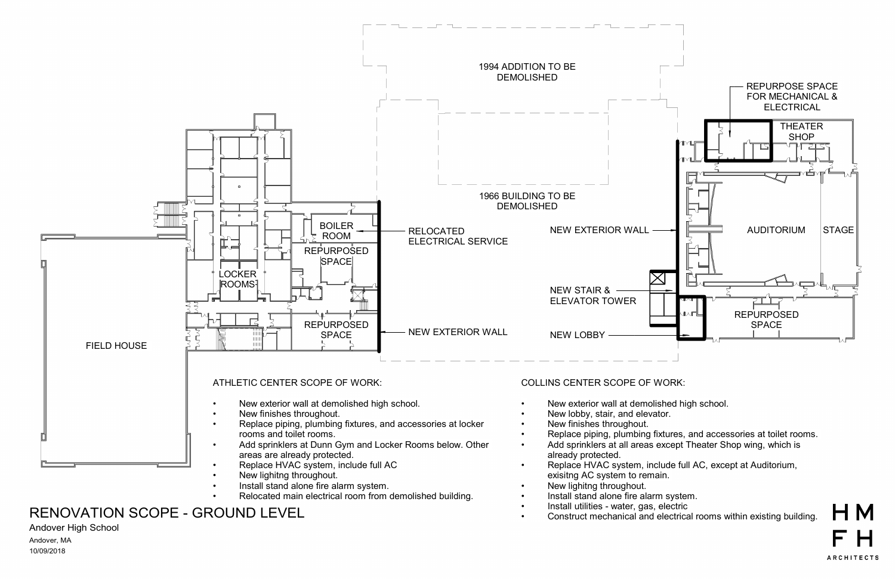1994 ADDITION TO BE DEMOLISHED

1966 BUILDING TO BE DEMOLISHED

REPURPOSE SPACE FOR MECHANICAL & ELECTRICAL

THEATER SHOP

AUDITORIUM

STAGE

NEW EXTERIOR WALL

NEW STAIR & ELEVATOR TOWER

NEW LOBBY

REPURPOSED SPACE

BOILER ROOM

REPURPOSED SPACE

RELOCATED ELECTRICAL SERVICE

LOCKER ROOMS

REPURPOSED SPACE

NEW EXTERIOR WALL

FIELD HOUSE

ATHLETIC CENTER SCOPE OF WORK:

- New exterior wall at demolished high school.
- New finishes throughout.
- Replace piping, plumbing fixtures, and accessories at locker rooms and toilet rooms.
- Add sprinklers at Dunn Gym and Locker Rooms below. Other areas are already protected.
- Replace HVAC system, include full AC
- New lighitng throughout.
- Install stand alone fire alarm system.
- Relocated main electrical room from demolished building.

COLLINS CENTER SCOPE OF WORK:

- New exterior wall at demolished high school.
- New lobby, stair, and elevator.
- New finishes throughout.
- Replace piping, plumbing fixtures, and accessories at toilet rooms.
- Add sprinklers at all areas except Theater Shop wing, which is already protected.
- Replace HVAC system, include full AC, except at Auditorium, exisitng AC system to remain.
- New lighitng throughout.
- Install stand alone fire alarm system.
- Install utilities - water, gas, electric
- Construct mechanical and electrical rooms within existing building.

# RENOVATION SCOPE - GROUND LEVEL

Andover High School

Andover, MA

10/09/2018

HMFH ARCHITECTS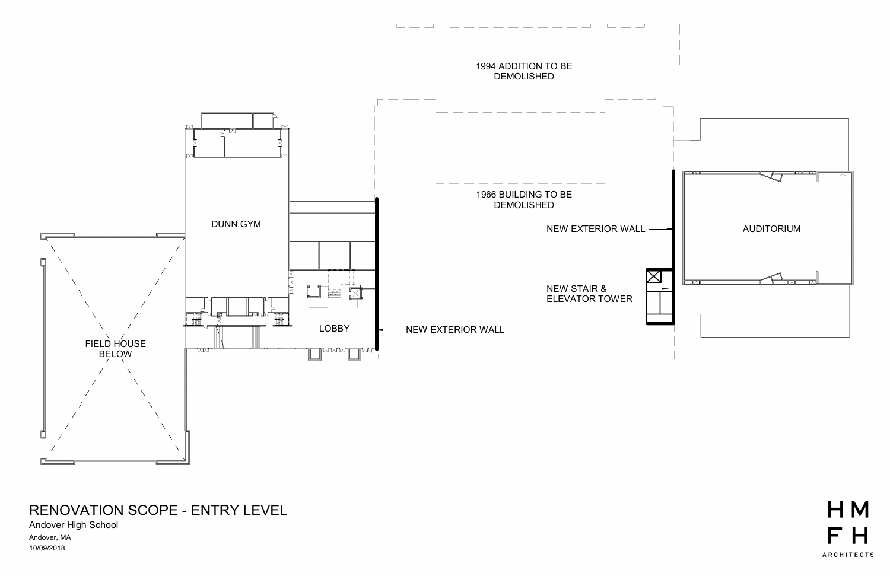1994 ADDITION TO BE DEMOLISHED

1966 BUILDING TO BE DEMOLISHED

DUNN GYM

FIELD HOUSE BELOW

LOBBY

NEW EXTERIOR WALL

NEW EXTERIOR WALL

NEW STAIR & ELEVATOR TOWER

AUDITORIUM

# RENOVATION SCOPE - ENTRY LEVEL

Andover High School

Andover, MA

10/09/2018

HMFH ARCHITECTS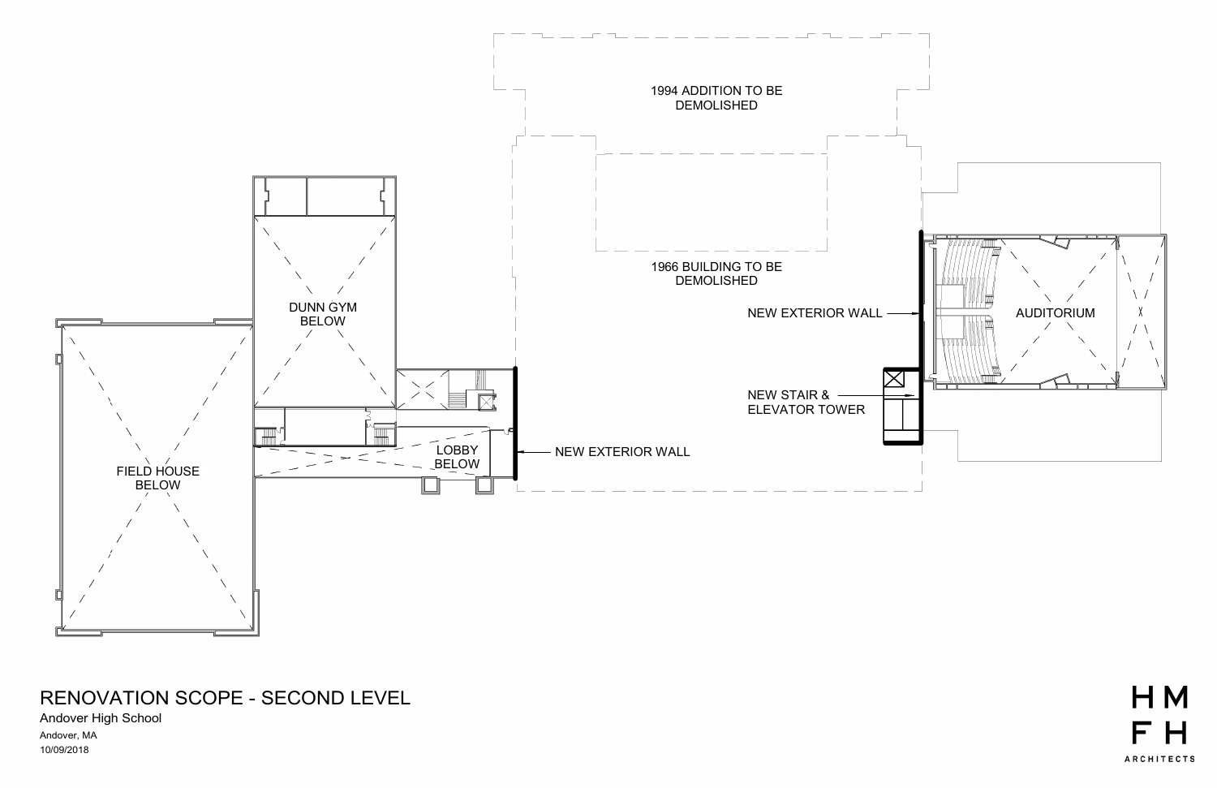1994 ADDITION TO BE DEMOLISHED

1966 BUILDING TO BE DEMOLISHED

DUNN GYM BELOW

FIELD HOUSE BELOW

LOBBY BELOW

NEW EXTERIOR WALL

NEW EXTERIOR WALL

NEW STAIR & ELEVATOR TOWER

AUDITORIUM

# RENOVATION SCOPE - SECOND LEVEL

Andover High School

Andover, MA

10/09/2018

HMFH ARCHITECTS